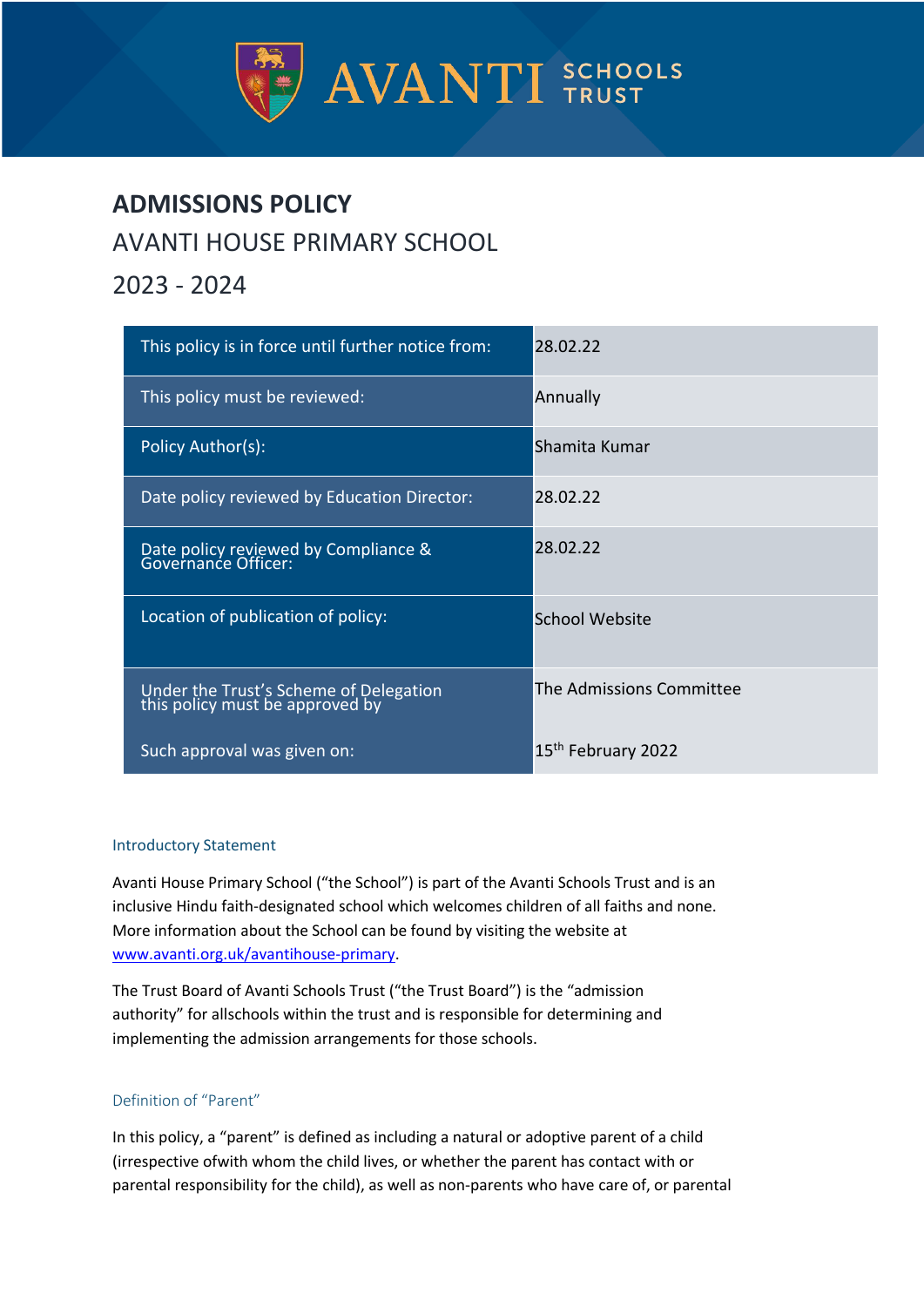# ADMISSIONS POLICY

## AVANTI HOUSE PRIMARY SCHOOL

## 2023 - 2024

| | |
|---|---|
| This policy is in force until further notice from: | 28.02.22 |
| This policy must be reviewed: | Annually |
| Policy Author(s): | Shamita Kumar |
| Date policy reviewed by Education Director: | 28.02.22 |
| Date policy reviewed by Compliance & Governance Officer: | 28.02.22 |
| Location of publication of policy: | School Website |
| Under the Trust's Scheme of Delegation this policy must be approved by | The Admissions Committee |
| Such approval was given on: | 15th February 2022 |

### Introductory Statement

Avanti House Primary School ("the School") is part of the Avanti Schools Trust and is an inclusive Hindu faith-designated school which welcomes children of all faiths and none. More information about the School can be found by visiting the website at [www.avanti.org.uk/avantihouse-primary](www.avanti.org.uk/avantihouse-primary).

The Trust Board of Avanti Schools Trust ("the Trust Board") is the "admission authority" for allschools within the trust and is responsible for determining and implementing the admission arrangements for those schools.

### Definition of "Parent"

In this policy, a "parent" is defined as including a natural or adoptive parent of a child (irrespective ofwith whom the child lives, or whether the parent has contact with or parental responsibility for the child), as well as non-parents who have care of, or parental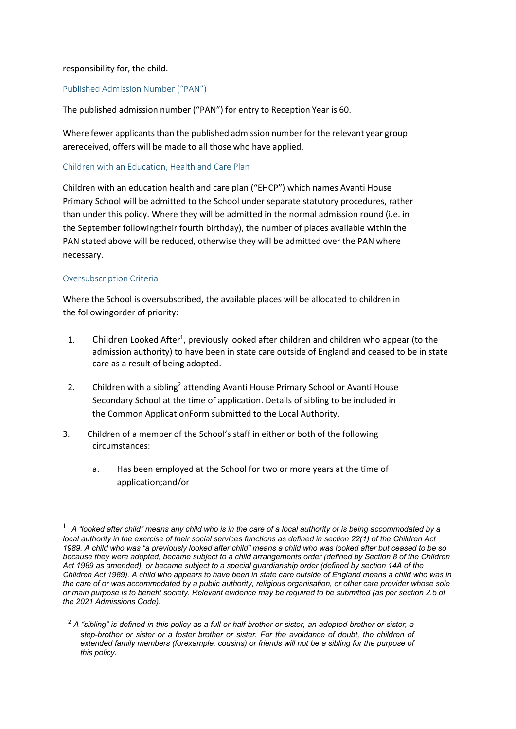responsibility for, the child.

### Published Admission Number ("PAN")

The published admission number ("PAN") for entry to Reception Year is 60.

Where fewer applicants than the published admission number for the relevant year group arereceived, offers will be made to all those who have applied.

### Children with an Education, Health and Care Plan

Children with an education health and care plan ("EHCP") which names Avanti House Primary School will be admitted to the School under separate statutory procedures, rather than under this policy. Where they will be admitted in the normal admission round (i.e. in the September followingtheir fourth birthday), the number of places available within the PAN stated above will be reduced, otherwise they will be admitted over the PAN where necessary.

### Oversubscription Criteria

Where the School is oversubscribed, the available places will be allocated to children in the followingorder of priority:

1. Children Looked After[1], previously looked after children and children who appear (to the admission authority) to have been in state care outside of England and ceased to be in state care as a result of being adopted.
2. Children with a sibling[2] attending Avanti House Primary School or Avanti House Secondary School at the time of application. Details of sibling to be included in the Common ApplicationForm submitted to the Local Authority.
3. Children of a member of the School's staff in either or both of the following circumstances:
   a. Has been employed at the School for two or more years at the time of application;and/or

---

[1] *A "looked after child" means any child who is in the care of a local authority or is being accommodated by a local authority in the exercise of their social services functions as defined in section 22(1) of the Children Act 1989. A child who was "a previously looked after child" means a child who was looked after but ceased to be so because they were adopted, became subject to a child arrangements order (defined by Section 8 of the Children Act 1989 as amended), or became subject to a special guardianship order (defined by section 14A of the Children Act 1989). A child who appears to have been in state care outside of England means a child who was in the care of or was accommodated by a public authority, religious organisation, or other care provider whose sole or main purpose is to benefit society. Relevant evidence may be required to be submitted (as per section 2.5 of the 2021 Admissions Code).*

[2] *A "sibling" is defined in this policy as a full or half brother or sister, an adopted brother or sister, a step-brother or sister or a foster brother or sister. For the avoidance of doubt, the children of extended family members (forexample, cousins) or friends will not be a sibling for the purpose of this policy.*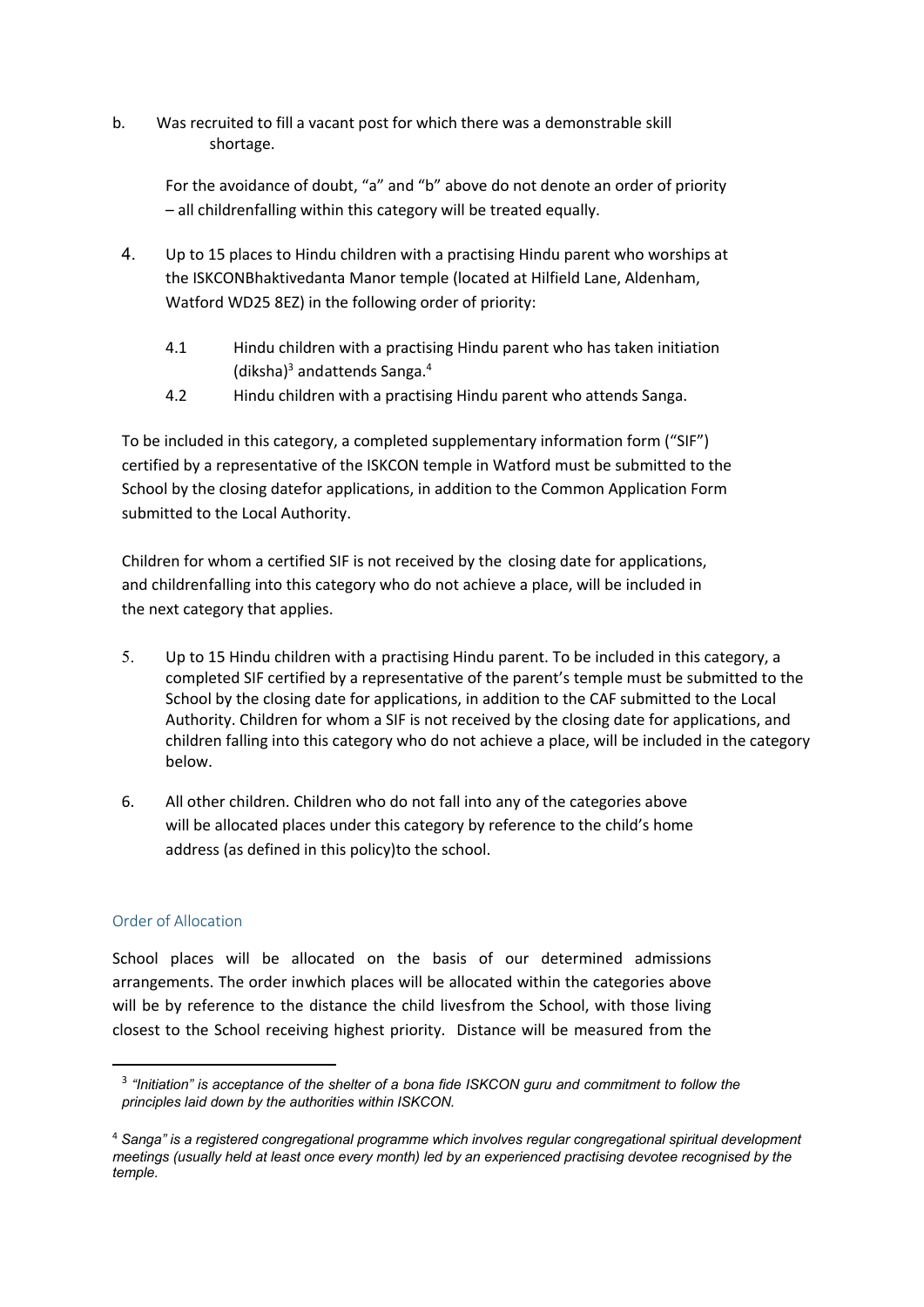b. Was recruited to fill a vacant post for which there was a demonstrable skill shortage.

For the avoidance of doubt, "a" and "b" above do not denote an order of priority – all childrenfalling within this category will be treated equally.

4. Up to 15 places to Hindu children with a practising Hindu parent who worships at the ISKCONBhaktivedanta Manor temple (located at Hilfield Lane, Aldenham, Watford WD25 8EZ) in the following order of priority:

   4.1 Hindu children with a practising Hindu parent who has taken initiation (diksha)[3] andattends Sanga.[4]

   4.2 Hindu children with a practising Hindu parent who attends Sanga.

To be included in this category, a completed supplementary information form ("SIF") certified by a representative of the ISKCON temple in Watford must be submitted to the School by the closing datefor applications, in addition to the Common Application Form submitted to the Local Authority.

Children for whom a certified SIF is not received by the closing date for applications, and childrenfalling into this category who do not achieve a place, will be included in the next category that applies.

5. Up to 15 Hindu children with a practising Hindu parent. To be included in this category, a completed SIF certified by a representative of the parent's temple must be submitted to the School by the closing date for applications, in addition to the CAF submitted to the Local Authority. Children for whom a SIF is not received by the closing date for applications, and children falling into this category who do not achieve a place, will be included in the category below.

6. All other children. Children who do not fall into any of the categories above will be allocated places under this category by reference to the child's home address (as defined in this policy)to the school.

## Order of Allocation

School places will be allocated on the basis of our determined admissions arrangements. The order inwhich places will be allocated within the categories above will be by reference to the distance the child livesfrom the School, with those living closest to the School receiving highest priority. Distance will be measured from the

---

[3] *"Initiation" is acceptance of the shelter of a bona fide ISKCON guru and commitment to follow the principles laid down by the authorities within ISKCON.*

[4] *Sanga" is a registered congregational programme which involves regular congregational spiritual development meetings (usually held at least once every month) led by an experienced practising devotee recognised by the temple.*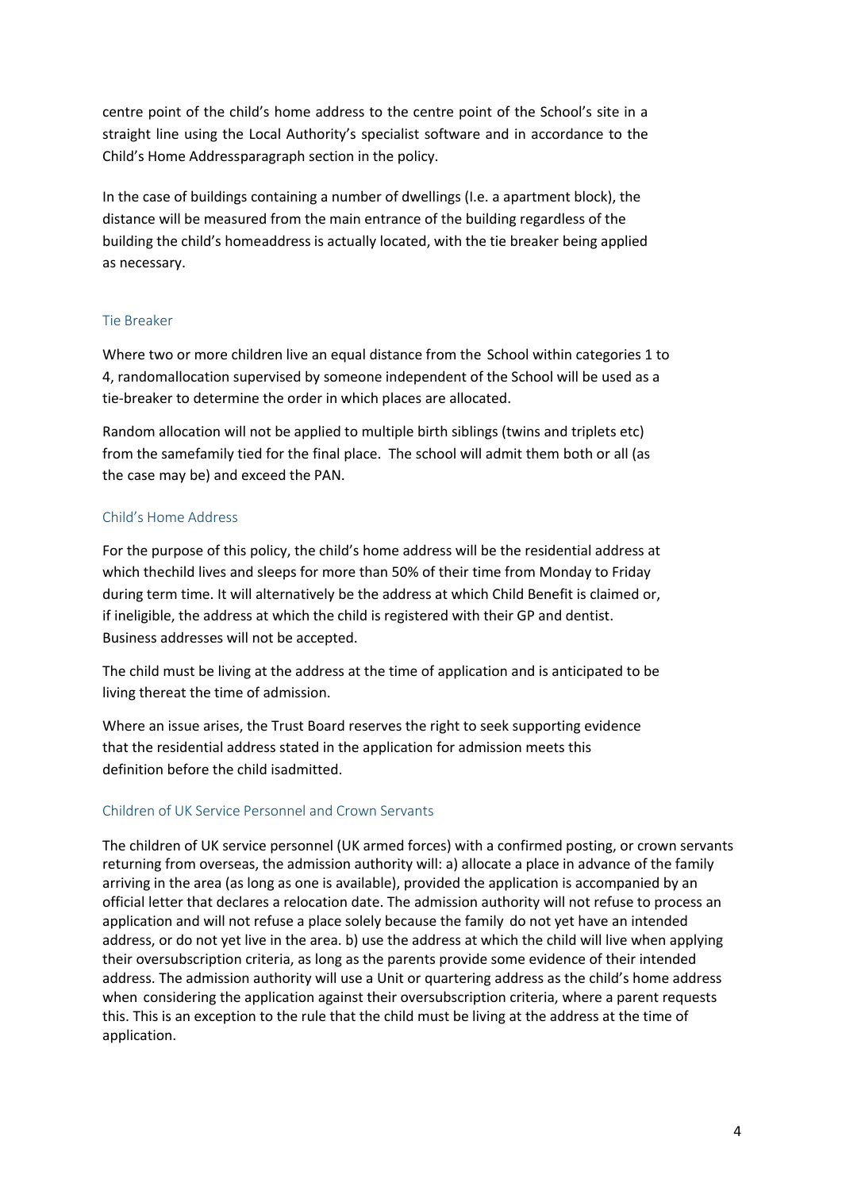centre point of the child's home address to the centre point of the School's site in a straight line using the Local Authority's specialist software and in accordance to the Child's Home Addressparagraph section in the policy.

In the case of buildings containing a number of dwellings (I.e. a apartment block), the distance will be measured from the main entrance of the building regardless of the building the child's homeaddress is actually located, with the tie breaker being applied as necessary.

### Tie Breaker

Where two or more children live an equal distance from the School within categories 1 to 4, randomallocation supervised by someone independent of the School will be used as a tie-breaker to determine the order in which places are allocated.

Random allocation will not be applied to multiple birth siblings (twins and triplets etc) from the samefamily tied for the final place. The school will admit them both or all (as the case may be) and exceed the PAN.

### Child's Home Address

For the purpose of this policy, the child's home address will be the residential address at which thechild lives and sleeps for more than 50% of their time from Monday to Friday during term time. It will alternatively be the address at which Child Benefit is claimed or, if ineligible, the address at which the child is registered with their GP and dentist. Business addresses will not be accepted.

The child must be living at the address at the time of application and is anticipated to be living thereat the time of admission.

Where an issue arises, the Trust Board reserves the right to seek supporting evidence that the residential address stated in the application for admission meets this definition before the child isadmitted.

### Children of UK Service Personnel and Crown Servants

The children of UK service personnel (UK armed forces) with a confirmed posting, or crown servants returning from overseas, the admission authority will: a) allocate a place in advance of the family arriving in the area (as long as one is available), provided the application is accompanied by an official letter that declares a relocation date. The admission authority will not refuse to process an application and will not refuse a place solely because the family do not yet have an intended address, or do not yet live in the area. b) use the address at which the child will live when applying their oversubscription criteria, as long as the parents provide some evidence of their intended address. The admission authority will use a Unit or quartering address as the child's home address when considering the application against their oversubscription criteria, where a parent requests this. This is an exception to the rule that the child must be living at the address at the time of application.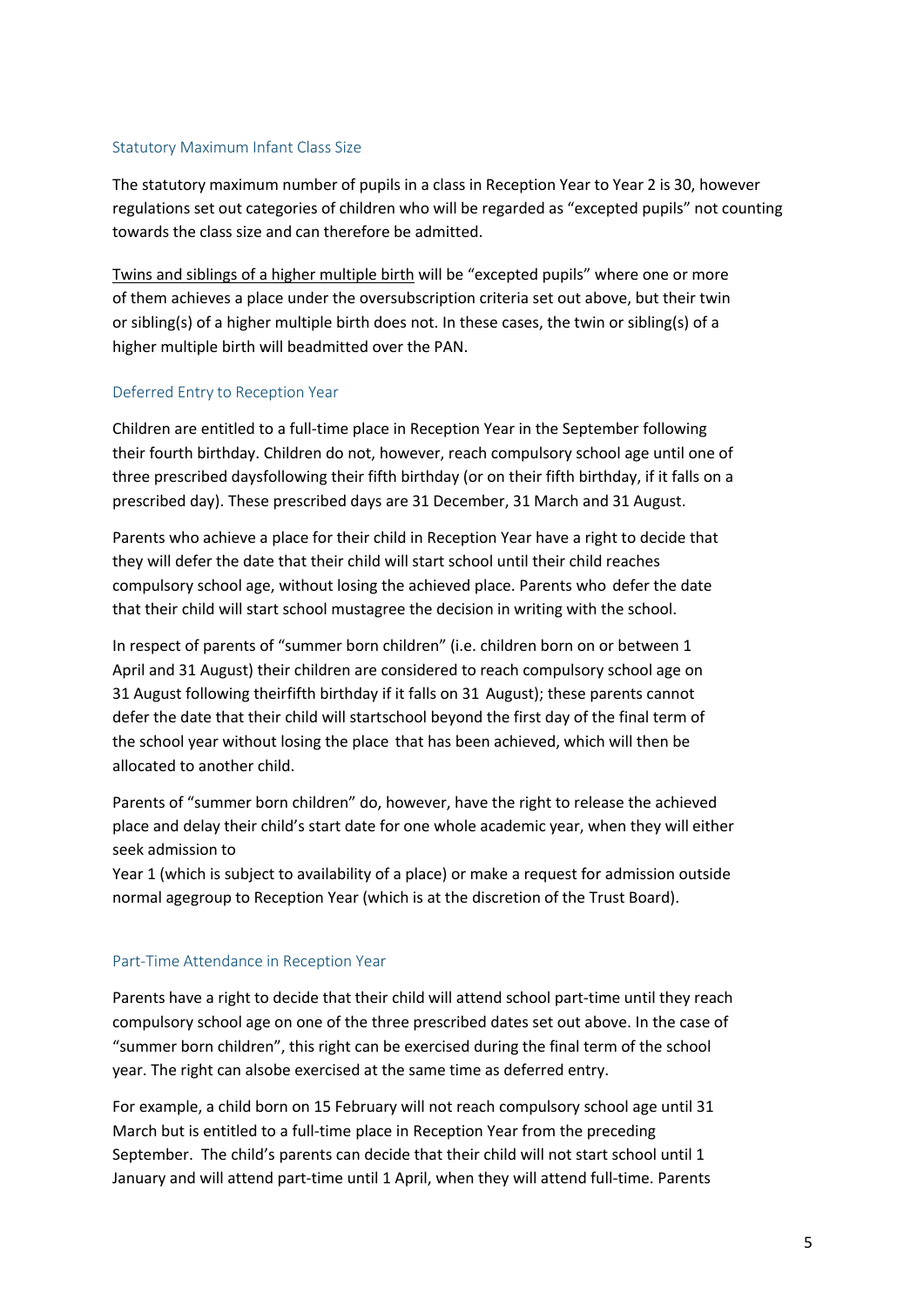### Statutory Maximum Infant Class Size

The statutory maximum number of pupils in a class in Reception Year to Year 2 is 30, however regulations set out categories of children who will be regarded as "excepted pupils" not counting towards the class size and can therefore be admitted.

Twins and siblings of a higher multiple birth will be "excepted pupils" where one or more of them achieves a place under the oversubscription criteria set out above, but their twin or sibling(s) of a higher multiple birth does not. In these cases, the twin or sibling(s) of a higher multiple birth will beadmitted over the PAN.

### Deferred Entry to Reception Year

Children are entitled to a full-time place in Reception Year in the September following their fourth birthday. Children do not, however, reach compulsory school age until one of three prescribed daysfollowing their fifth birthday (or on their fifth birthday, if it falls on a prescribed day). These prescribed days are 31 December, 31 March and 31 August.

Parents who achieve a place for their child in Reception Year have a right to decide that they will defer the date that their child will start school until their child reaches compulsory school age, without losing the achieved place. Parents who defer the date that their child will start school mustagree the decision in writing with the school.

In respect of parents of "summer born children" (i.e. children born on or between 1 April and 31 August) their children are considered to reach compulsory school age on 31 August following theirfifth birthday if it falls on 31 August); these parents cannot defer the date that their child will startschool beyond the first day of the final term of the school year without losing the place that has been achieved, which will then be allocated to another child.

Parents of "summer born children" do, however, have the right to release the achieved place and delay their child's start date for one whole academic year, when they will either seek admission to
Year 1 (which is subject to availability of a place) or make a request for admission outside normal agegroup to Reception Year (which is at the discretion of the Trust Board).

### Part-Time Attendance in Reception Year

Parents have a right to decide that their child will attend school part-time until they reach compulsory school age on one of the three prescribed dates set out above. In the case of "summer born children", this right can be exercised during the final term of the school year. The right can alsobe exercised at the same time as deferred entry.

For example, a child born on 15 February will not reach compulsory school age until 31 March but is entitled to a full-time place in Reception Year from the preceding September. The child's parents can decide that their child will not start school until 1 January and will attend part-time until 1 April, when they will attend full-time. Parents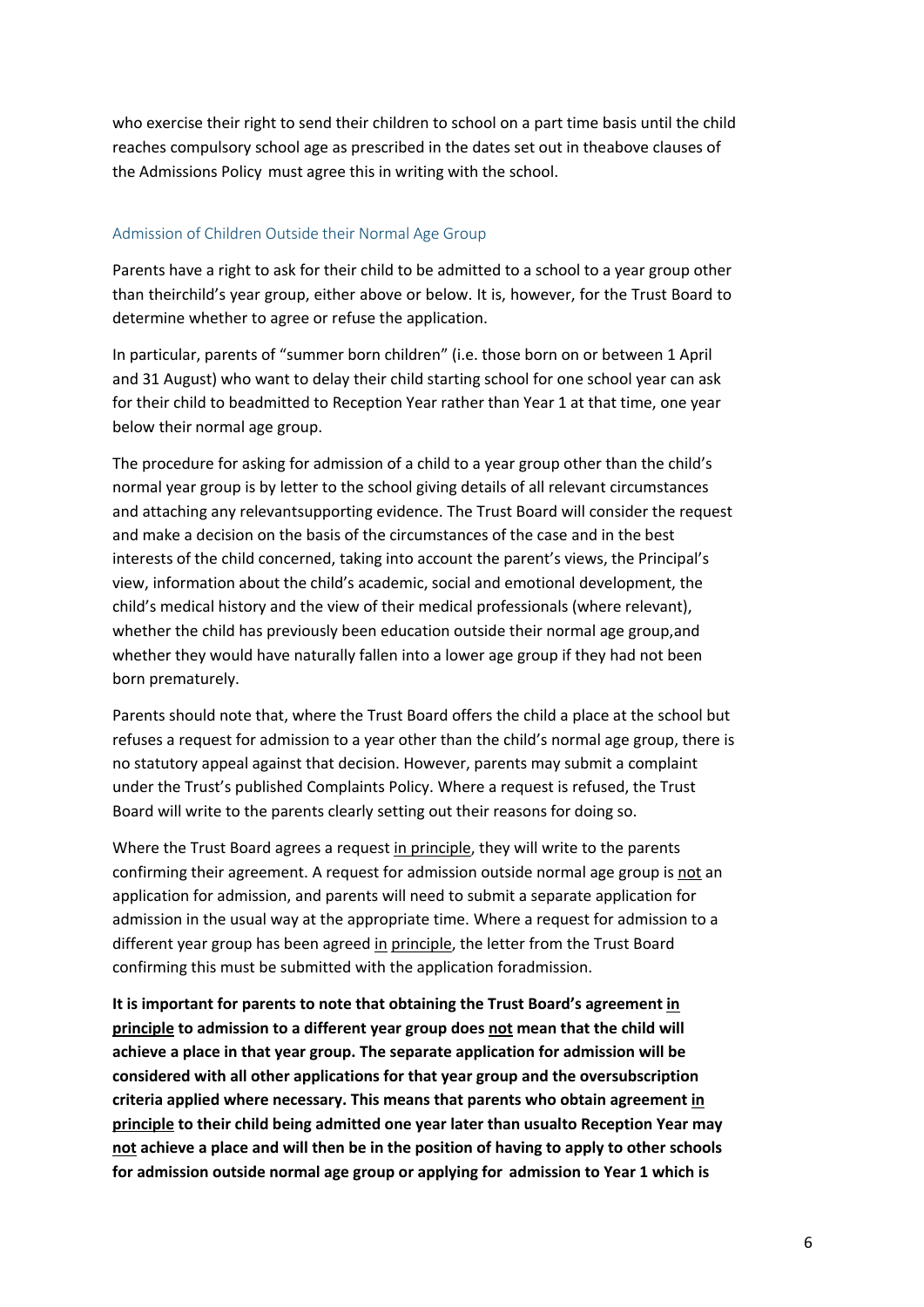who exercise their right to send their children to school on a part time basis until the child reaches compulsory school age as prescribed in the dates set out in theabove clauses of the Admissions Policy must agree this in writing with the school.

### Admission of Children Outside their Normal Age Group

Parents have a right to ask for their child to be admitted to a school to a year group other than theirchild's year group, either above or below. It is, however, for the Trust Board to determine whether to agree or refuse the application.

In particular, parents of "summer born children" (i.e. those born on or between 1 April and 31 August) who want to delay their child starting school for one school year can ask for their child to beadmitted to Reception Year rather than Year 1 at that time, one year below their normal age group.

The procedure for asking for admission of a child to a year group other than the child's normal year group is by letter to the school giving details of all relevant circumstances and attaching any relevantsupporting evidence. The Trust Board will consider the request and make a decision on the basis of the circumstances of the case and in the best interests of the child concerned, taking into account the parent's views, the Principal's view, information about the child's academic, social and emotional development, the child's medical history and the view of their medical professionals (where relevant), whether the child has previously been education outside their normal age group,and whether they would have naturally fallen into a lower age group if they had not been born prematurely.

Parents should note that, where the Trust Board offers the child a place at the school but refuses a request for admission to a year other than the child's normal age group, there is no statutory appeal against that decision. However, parents may submit a complaint under the Trust's published Complaints Policy. Where a request is refused, the Trust Board will write to the parents clearly setting out their reasons for doing so.

Where the Trust Board agrees a request <u>in principle</u>, they will write to the parents confirming their agreement. A request for admission outside normal age group is <u>not</u> an application for admission, and parents will need to submit a separate application for admission in the usual way at the appropriate time. Where a request for admission to a different year group has been agreed <u>in principle</u>, the letter from the Trust Board confirming this must be submitted with the application foradmission.

**It is important for parents to note that obtaining the Trust Board's agreement <u>in principle</u> to admission to a different year group does <u>not</u> mean that the child will achieve a place in that year group. The separate application for admission will be considered with all other applications for that year group and the oversubscription criteria applied where necessary. This means that parents who obtain agreement <u>in principle</u> to their child being admitted one year later than usualto Reception Year may <u>not</u> achieve a place and will then be in the position of having to apply to other schools for admission outside normal age group or applying for admission to Year 1 which is**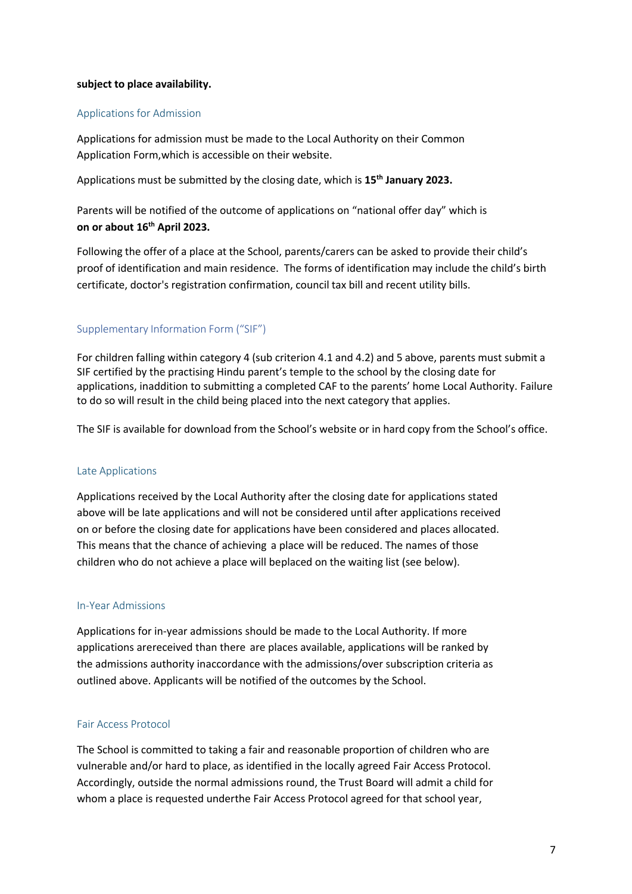**subject to place availability.**

## Applications for Admission

Applications for admission must be made to the Local Authority on their Common Application Form,which is accessible on their website.

Applications must be submitted by the closing date, which is **15th January 2023.**

Parents will be notified of the outcome of applications on "national offer day" which is **on or about 16th April 2023.**

Following the offer of a place at the School, parents/carers can be asked to provide their child's proof of identification and main residence. The forms of identification may include the child's birth certificate, doctor's registration confirmation, council tax bill and recent utility bills.

## Supplementary Information Form ("SIF")

For children falling within category 4 (sub criterion 4.1 and 4.2) and 5 above, parents must submit a SIF certified by the practising Hindu parent's temple to the school by the closing date for applications, inaddition to submitting a completed CAF to the parents' home Local Authority. Failure to do so will result in the child being placed into the next category that applies.

The SIF is available for download from the School's website or in hard copy from the School's office.

## Late Applications

Applications received by the Local Authority after the closing date for applications stated above will be late applications and will not be considered until after applications received on or before the closing date for applications have been considered and places allocated. This means that the chance of achieving a place will be reduced. The names of those children who do not achieve a place will beplaced on the waiting list (see below).

## In-Year Admissions

Applications for in-year admissions should be made to the Local Authority. If more applications arereceived than there are places available, applications will be ranked by the admissions authority inaccordance with the admissions/over subscription criteria as outlined above. Applicants will be notified of the outcomes by the School.

## Fair Access Protocol

The School is committed to taking a fair and reasonable proportion of children who are vulnerable and/or hard to place, as identified in the locally agreed Fair Access Protocol. Accordingly, outside the normal admissions round, the Trust Board will admit a child for whom a place is requested underthe Fair Access Protocol agreed for that school year,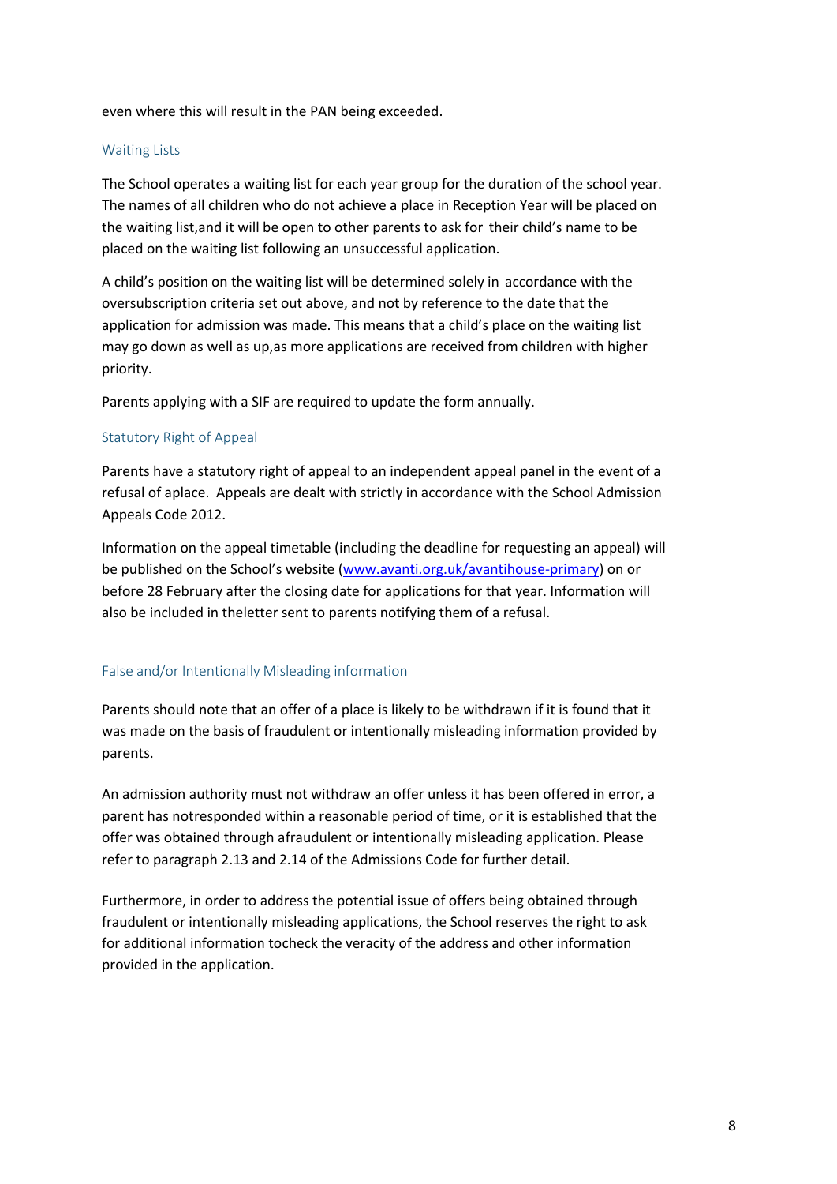even where this will result in the PAN being exceeded.

### Waiting Lists

The School operates a waiting list for each year group for the duration of the school year. The names of all children who do not achieve a place in Reception Year will be placed on the waiting list,and it will be open to other parents to ask for their child's name to be placed on the waiting list following an unsuccessful application.

A child's position on the waiting list will be determined solely in accordance with the oversubscription criteria set out above, and not by reference to the date that the application for admission was made. This means that a child's place on the waiting list may go down as well as up,as more applications are received from children with higher priority.

Parents applying with a SIF are required to update the form annually.

### Statutory Right of Appeal

Parents have a statutory right of appeal to an independent appeal panel in the event of a refusal of aplace. Appeals are dealt with strictly in accordance with the School Admission Appeals Code 2012.

Information on the appeal timetable (including the deadline for requesting an appeal) will be published on the School's website ([www.avanti.org.uk/avantihouse-primary](www.avanti.org.uk/avantihouse-primary)) on or before 28 February after the closing date for applications for that year. Information will also be included in theletter sent to parents notifying them of a refusal.

### False and/or Intentionally Misleading information

Parents should note that an offer of a place is likely to be withdrawn if it is found that it was made on the basis of fraudulent or intentionally misleading information provided by parents.

An admission authority must not withdraw an offer unless it has been offered in error, a parent has notresponded within a reasonable period of time, or it is established that the offer was obtained through afraudulent or intentionally misleading application. Please refer to paragraph 2.13 and 2.14 of the Admissions Code for further detail.

Furthermore, in order to address the potential issue of offers being obtained through fraudulent or intentionally misleading applications, the School reserves the right to ask for additional information tocheck the veracity of the address and other information provided in the application.